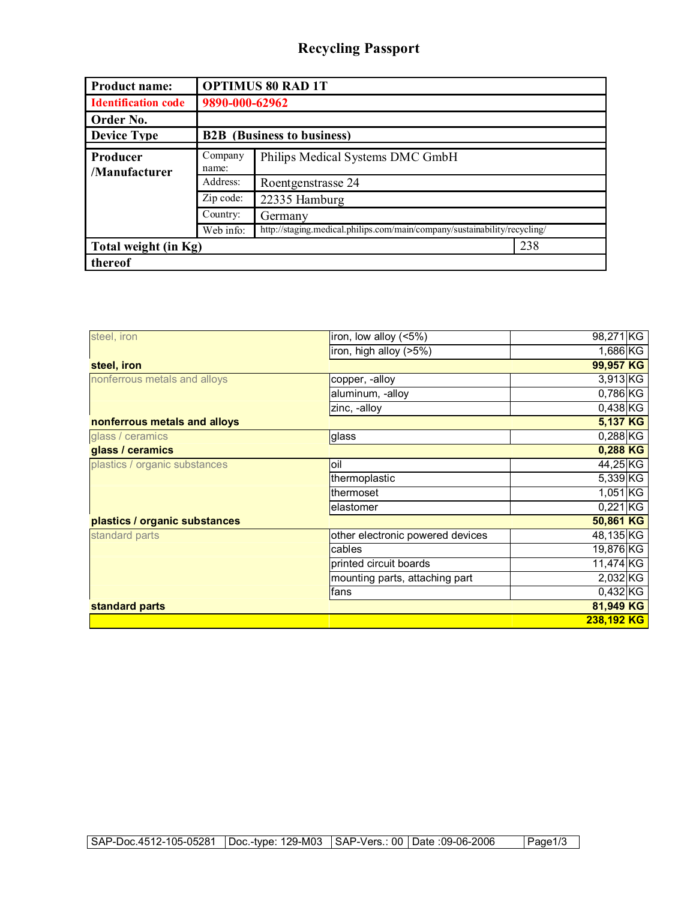# Recycling Passport

| Product name: | OPTIMUS 80 RAD 1T | | |
|---|---|---|---|
| Identification code | 9890-000-62962 | | |
| Order No. | | | |
| Device Type | B2B (Business to business) | | |
| Producer /Manufacturer | Company name: | Philips Medical Systems DMC GmbH | |
| | Address: | Roentgenstrasse 24 | |
| | Zip code: | 22335 Hamburg | |
| | Country: | Germany | |
| | Web info: | http://staging.medical.philips.com/main/company/sustainability/recycling/ | |
| Total weight (in Kg) | | | 238 |
| thereof | | | |

| Category | Material | Weight | Unit |
|---|---|---|---|
| steel, iron | iron, low alloy (<5%) | 98,271 | KG |
| | iron, high alloy (>5%) | 1,686 | KG |
| **steel, iron** | | **99,957** | **KG** |
| nonferrous metals and alloys | copper, -alloy | 3,913 | KG |
| | aluminum, -alloy | 0,786 | KG |
| | zinc, -alloy | 0,438 | KG |
| **nonferrous metals and alloys** | | **5,137** | **KG** |
| glass / ceramics | glass | 0,288 | KG |
| **glass / ceramics** | | **0,288** | **KG** |
| plastics / organic substances | oil | 44,25 | KG |
| | thermoplastic | 5,339 | KG |
| | thermoset | 1,051 | KG |
| | elastomer | 0,221 | KG |
| **plastics / organic substances** | | **50,861** | **KG** |
| standard parts | other electronic powered devices | 48,135 | KG |
| | cables | 19,876 | KG |
| | printed circuit boards | 11,474 | KG |
| | mounting parts, attaching part | 2,032 | KG |
| | fans | 0,432 | KG |
| **standard parts** | | **81,949** | **KG** |
| | | **238,192** | **KG** |

| SAP-Doc.4512-105-05281 | Doc.-type: 129-M03 | SAP-Vers.: 00 | Date :09-06-2006 |
|---|---|---|---|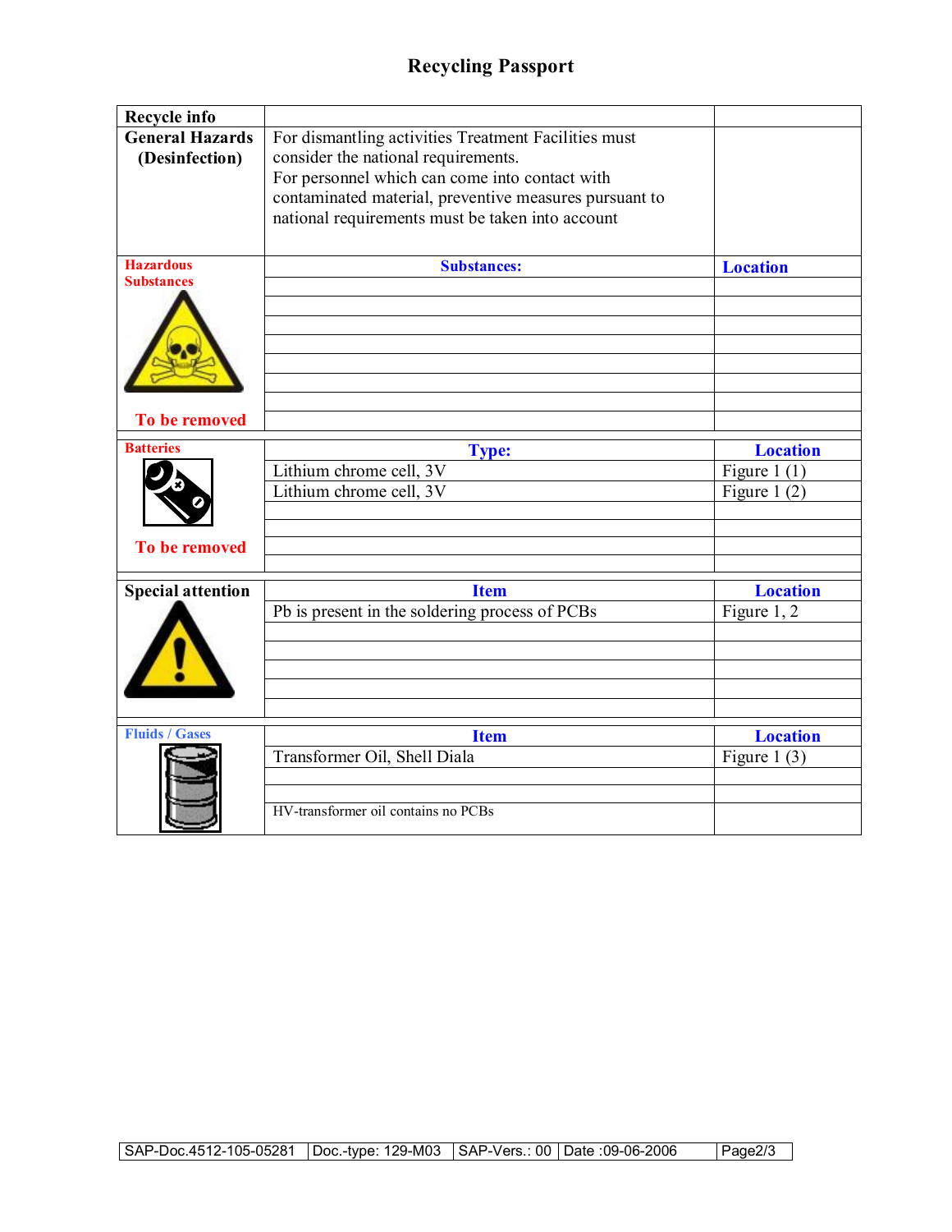# Recycling Passport

| Recycle info | | |
|---|---|---|
| **General Hazards (Desinfection)** | For dismantling activities Treatment Facilities must consider the national requirements. For personnel which can come into contact with contaminated material, preventive measures pursuant to national requirements must be taken into account | |
| **Hazardous Substances** | **Substances:** | **Location** |
| | | |
| | | |
| | | |
| | | |
| | | |
| | | |
| **To be removed** | | |
| **Batteries** | **Type:** | **Location** |
| | Lithium chrome cell, 3V | Figure 1 (1) |
| | Lithium chrome cell, 3V | Figure 1 (2) |
| | | |
| | | |
| **To be removed** | | |
| | | |
| **Special attention** | **Item** | **Location** |
| | Pb is present in the soldering process of PCBs | Figure 1, 2 |
| | | |
| | | |
| | | |
| | | |
| | | |
| **Fluids / Gases** | **Item** | **Location** |
| | Transformer Oil, Shell Diala | Figure 1 (3) |
| | | |
| | | |
| | HV-transformer oil contains no PCBs | |

SAP-Doc.4512-105-05281 | Doc.-type: 129-M03 | SAP-Vers.: 00 | Date :09-06-2006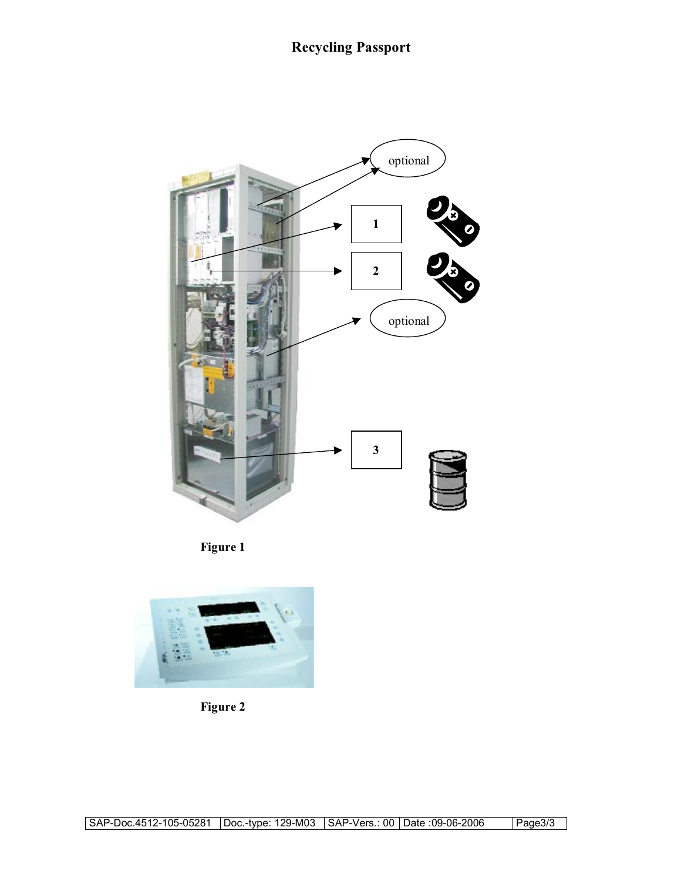# Recycling Passport

optional

1

2

optional

3

Figure 1

Figure 2